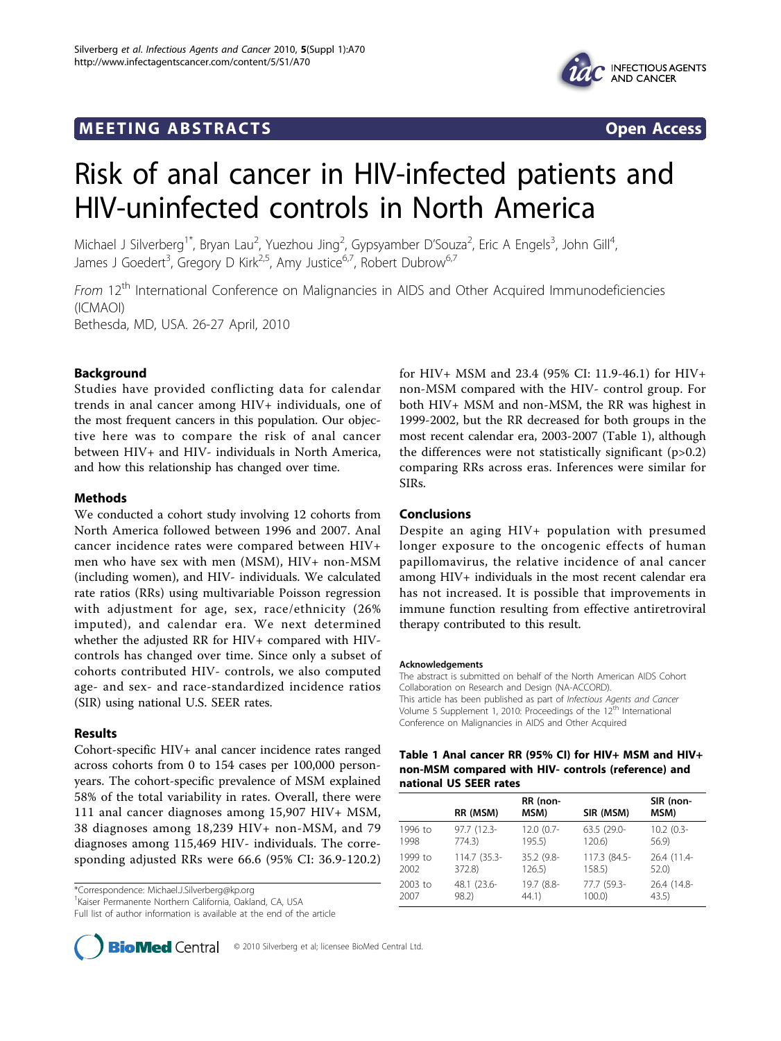MEETING ABSTRACTS Open Access

# Risk of anal cancer in HIV-infected patients and HIV-uninfected controls in North America

Michael J Silverberg[1*], Bryan Lau[2], Yuezhou Jing[2], Gypsyamber D'Souza[2], Eric A Engels[3], John Gill[4], James J Goedert[3], Gregory D Kirk[2,5], Amy Justice[6,7], Robert Dubrow[6,7]

*From* 12[th] International Conference on Malignancies in AIDS and Other Acquired Immunodeficiencies (ICMAOI)
Bethesda, MD, USA. 26-27 April, 2010

## Background

Studies have provided conflicting data for calendar trends in anal cancer among HIV+ individuals, one of the most frequent cancers in this population. Our objective here was to compare the risk of anal cancer between HIV+ and HIV- individuals in North America, and how this relationship has changed over time.

## Methods

We conducted a cohort study involving 12 cohorts from North America followed between 1996 and 2007. Anal cancer incidence rates were compared between HIV+ men who have sex with men (MSM), HIV+ non-MSM (including women), and HIV- individuals. We calculated rate ratios (RRs) using multivariable Poisson regression with adjustment for age, sex, race/ethnicity (26% imputed), and calendar era. We next determined whether the adjusted RR for HIV+ compared with HIV- controls has changed over time. Since only a subset of cohorts contributed HIV- controls, we also computed age- and sex- and race-standardized incidence ratios (SIR) using national U.S. SEER rates.

## Results

Cohort-specific HIV+ anal cancer incidence rates ranged across cohorts from 0 to 154 cases per 100,000 person-years. The cohort-specific prevalence of MSM explained 58% of the total variability in rates. Overall, there were 111 anal cancer diagnoses among 15,907 HIV+ MSM, 38 diagnoses among 18,239 HIV+ non-MSM, and 79 diagnoses among 115,469 HIV- individuals. The corresponding adjusted RRs were 66.6 (95% CI: 36.9-120.2) for HIV+ MSM and 23.4 (95% CI: 11.9-46.1) for HIV+ non-MSM compared with the HIV- control group. For both HIV+ MSM and non-MSM, the RR was highest in 1999-2002, but the RR decreased for both groups in the most recent calendar era, 2003-2007 (Table 1), although the differences were not statistically significant ($p>0.2$) comparing RRs across eras. Inferences were similar for SIRs.

**Table 1 Anal cancer RR (95% CI) for HIV+ MSM and HIV+ non-MSM compared with HIV- controls (reference) and national US SEER rates**

| | RR (MSM) | RR (non-MSM) | SIR (MSM) | SIR (non-MSM) |
|---|---|---|---|---|
| 1996 to 1998 | 97.7 (12.3-774.3) | 12.0 (0.7-195.5) | 63.5 (29.0-120.6) | 10.2 (0.3-56.9) |
| 1999 to 2002 | 114.7 (35.3-372.8) | 35.2 (9.8-126.5) | 117.3 (84.5-158.5) | 26.4 (11.4-52.0) |
| 2003 to 2007 | 48.1 (23.6-98.2) | 19.7 (8.8-44.1) | 77.7 (59.3-100.0) | 26.4 (14.8-43.5) |

## Conclusions

Despite an aging HIV+ population with presumed longer exposure to the oncogenic effects of human papillomavirus, the relative incidence of anal cancer among HIV+ individuals in the most recent calendar era has not increased. It is possible that improvements in immune function resulting from effective antiretroviral therapy contributed to this result.

#### Acknowledgements

The abstract is submitted on behalf of the North American AIDS Cohort Collaboration on Research and Design (NA-ACCORD).

This article has been published as part of *Infectious Agents and Cancer* Volume 5 Supplement 1, 2010: Proceedings of the 12[th] International Conference on Malignancies in AIDS and Other Acquired

*Correspondence: Michael.J.Silverberg@kp.org
[1]Kaiser Permanente Northern California, Oakland, CA, USA
Full list of author information is available at the end of the article

© 2010 Silverberg et al; licensee BioMed Central Ltd.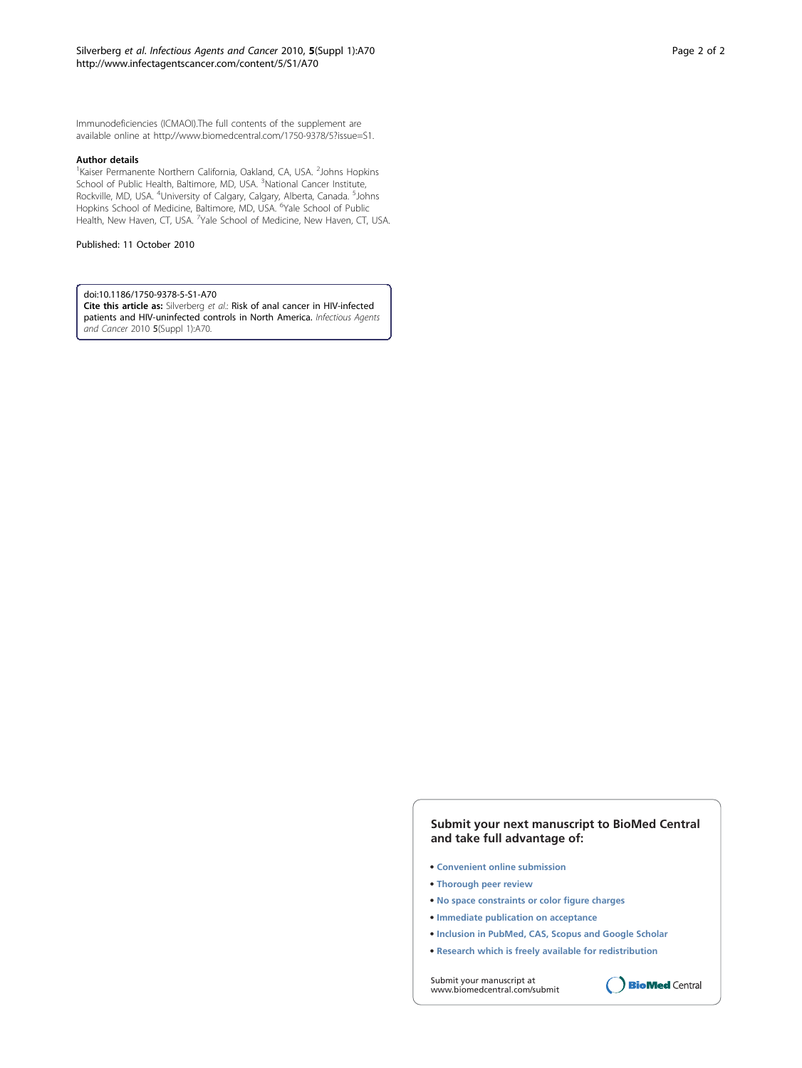Immunodeficiencies (ICMAOI).The full contents of the supplement are available online at http://www.biomedcentral.com/1750-9378/5?issue=S1.

**Author details**

[1]Kaiser Permanente Northern California, Oakland, CA, USA. [2]Johns Hopkins School of Public Health, Baltimore, MD, USA. [3]National Cancer Institute, Rockville, MD, USA. [4]University of Calgary, Calgary, Alberta, Canada. [5]Johns Hopkins School of Medicine, Baltimore, MD, USA. [6]Yale School of Public Health, New Haven, CT, USA. [7]Yale School of Medicine, New Haven, CT, USA.

Published: 11 October 2010

doi:10.1186/1750-9378-5-S1-A70

**Cite this article as:** Silverberg *et al.*: Risk of anal cancer in HIV-infected patients and HIV-uninfected controls in North America. *Infectious Agents and Cancer* 2010 **5**(Suppl 1):A70.

**Submit your next manuscript to BioMed Central and take full advantage of:**

- Convenient online submission
- Thorough peer review
- No space constraints or color figure charges
- Immediate publication on acceptance
- Inclusion in PubMed, CAS, Scopus and Google Scholar
- Research which is freely available for redistribution

Submit your manuscript at www.biomedcentral.com/submit

BioMed Central